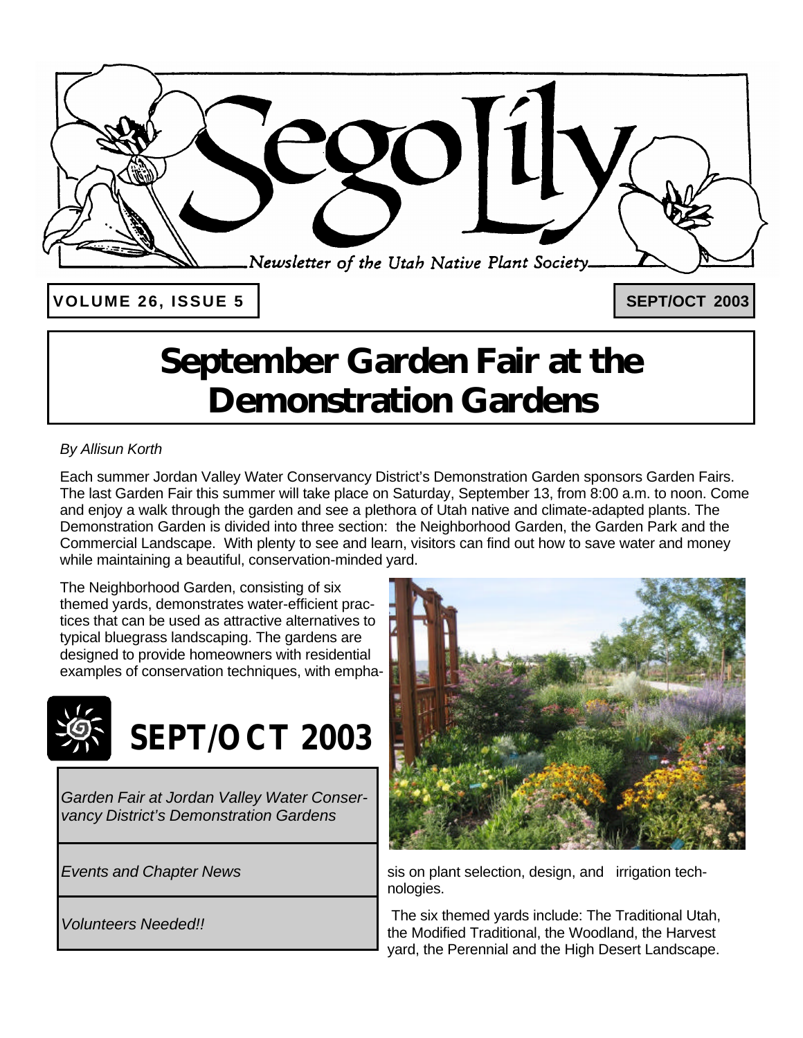# Sego Lily

*Newsletter of the Utah Native Plant Society*

**VOLUME 26, ISSUE 5** | **SEPT/OCT 2003**

# September Garden Fair at the Demonstration Gardens

*By Allisun Korth*

Each summer Jordan Valley Water Conservancy District's Demonstration Garden sponsors Garden Fairs. The last Garden Fair this summer will take place on Saturday, September 13, from 8:00 a.m. to noon. Come and enjoy a walk through the garden and see a plethora of Utah native and climate-adapted plants. The Demonstration Garden is divided into three section: the Neighborhood Garden, the Garden Park and the Commercial Landscape. With plenty to see and learn, visitors can find out how to save water and money while maintaining a beautiful, conservation-minded yard.

The Neighborhood Garden, consisting of six themed yards, demonstrates water-efficient practices that can be used as attractive alternatives to typical bluegrass landscaping. The gardens are designed to provide homeowners with residential examples of conservation techniques, with emphasis on plant selection, design, and irrigation technologies.

The six themed yards include: The Traditional Utah, the Modified Traditional, the Woodland, the Harvest yard, the Perennial and the High Desert Landscape.

## SEPT/OCT 2003

*Garden Fair at Jordan Valley Water Conservancy District's Demonstration Gardens*

*Events and Chapter News*

*Volunteers Needed!!*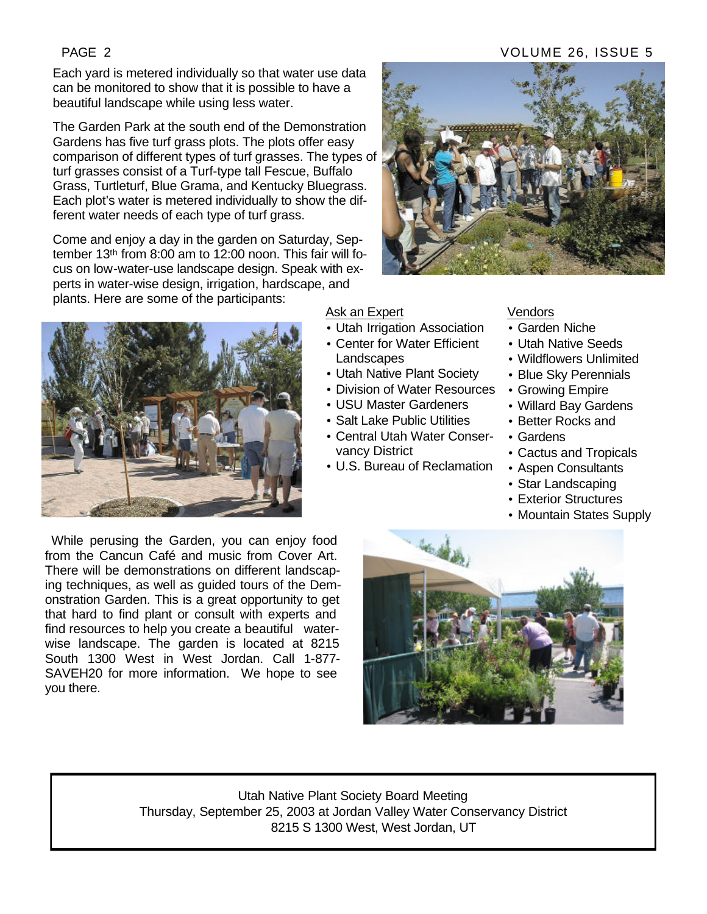Each yard is metered individually so that water use data can be monitored to show that it is possible to have a beautiful landscape while using less water.

The Garden Park at the south end of the Demonstration Gardens has five turf grass plots. The plots offer easy comparison of different types of turf grasses. The types of turf grasses consist of a Turf-type tall Fescue, Buffalo Grass, Turtleturf, Blue Grama, and Kentucky Bluegrass. Each plot's water is metered individually to show the different water needs of each type of turf grass.

Come and enjoy a day in the garden on Saturday, September 13th from 8:00 am to 12:00 noon. This fair will focus on low-water-use landscape design. Speak with experts in water-wise design, irrigation, hardscape, and plants. Here are some of the participants:

Ask an Expert

- Utah Irrigation Association
- Center for Water Efficient Landscapes
- Utah Native Plant Society
- Division of Water Resources
- USU Master Gardeners
- Salt Lake Public Utilities
- Central Utah Water Conservancy District
- U.S. Bureau of Reclamation

Vendors

- Garden Niche
- Utah Native Seeds
- Wildflowers Unlimited
- Blue Sky Perennials
- Growing Empire
- Willard Bay Gardens
- Better Rocks and
- Gardens
- Cactus and Tropicals
- Aspen Consultants
- Star Landscaping
- Exterior Structures
- Mountain States Supply

While perusing the Garden, you can enjoy food from the Cancun Café and music from Cover Art. There will be demonstrations on different landscaping techniques, as well as guided tours of the Demonstration Garden. This is a great opportunity to get that hard to find plant or consult with experts and find resources to help you create a beautiful water-wise landscape. The garden is located at 8215 South 1300 West in West Jordan. Call 1-877-SAVEH20 for more information. We hope to see you there.

Utah Native Plant Society Board Meeting
Thursday, September 25, 2003 at Jordan Valley Water Conservancy District
8215 S 1300 West, West Jordan, UT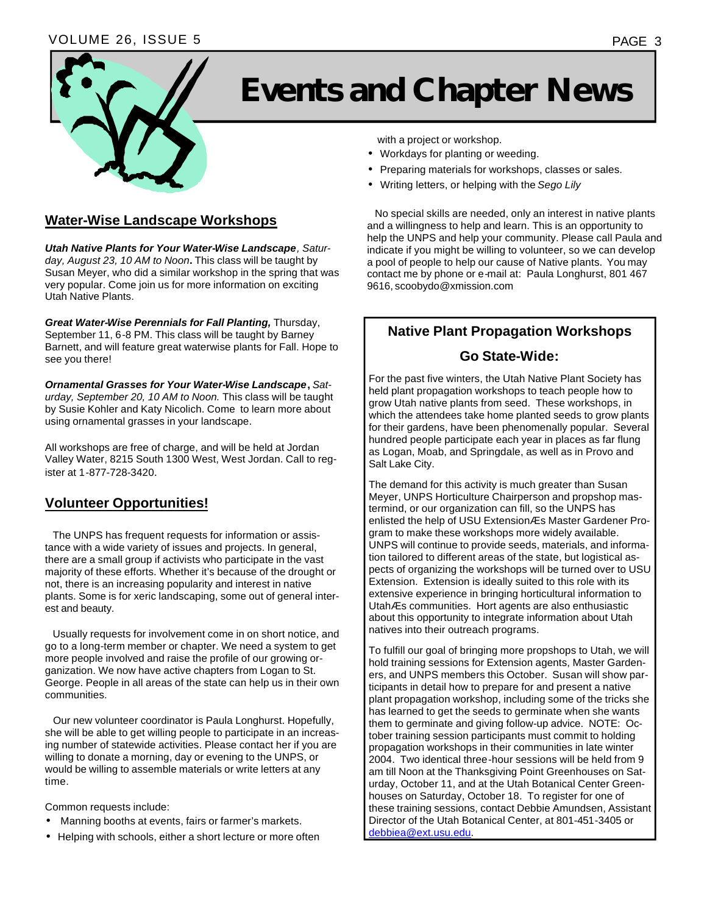# Events and Chapter News

## Water-Wise Landscape Workshops

***Utah Native Plants for Your Water-Wise Landscape****, Saturday, August 23, 10 AM to Noon***.** This class will be taught by Susan Meyer, who did a similar workshop in the spring that was very popular. Come join us for more information on exciting Utah Native Plants.

***Great Water-Wise Perennials for Fall Planting,*** Thursday, September 11, 6-8 PM. This class will be taught by Barney Barnett, and will feature great waterwise plants for Fall. Hope to see you there!

***Ornamental Grasses for Your Water-Wise Landscape*****,** *Saturday, September 20, 10 AM to Noon.* This class will be taught by Susie Kohler and Katy Nicolich. Come to learn more about using ornamental grasses in your landscape.

All workshops are free of charge, and will be held at Jordan Valley Water, 8215 South 1300 West, West Jordan. Call to register at 1-877-728-3420.

## Volunteer Opportunities!

The UNPS has frequent requests for information or assistance with a wide variety of issues and projects. In general, there are a small group if activists who participate in the vast majority of these efforts. Whether it's because of the drought or not, there is an increasing popularity and interest in native plants. Some is for xeric landscaping, some out of general interest and beauty.

Usually requests for involvement come in on short notice, and go to a long-term member or chapter. We need a system to get more people involved and raise the profile of our growing organization. We now have active chapters from Logan to St. George. People in all areas of the state can help us in their own communities.

Our new volunteer coordinator is Paula Longhurst. Hopefully, she will be able to get willing people to participate in an increasing number of statewide activities. Please contact her if you are willing to donate a morning, day or evening to the UNPS, or would be willing to assemble materials or write letters at any time.

Common requests include:

- Manning booths at events, fairs or farmer's markets.
- Helping with schools, either a short lecture or more often with a project or workshop.
- Workdays for planting or weeding.
- Preparing materials for workshops, classes or sales.
- Writing letters, or helping with the *Sego Lily*

No special skills are needed, only an interest in native plants and a willingness to help and learn. This is an opportunity to help the UNPS and help your community. Please call Paula and indicate if you might be willing to volunteer, so we can develop a pool of people to help our cause of Native plants. You may contact me by phone or e-mail at: Paula Longhurst, 801 467 9616, scoobydo@xmission.com

## Native Plant Propagation Workshops Go State-Wide:

For the past five winters, the Utah Native Plant Society has held plant propagation workshops to teach people how to grow Utah native plants from seed. These workshops, in which the attendees take home planted seeds to grow plants for their gardens, have been phenomenally popular. Several hundred people participate each year in places as far flung as Logan, Moab, and Springdale, as well as in Provo and Salt Lake City.

The demand for this activity is much greater than Susan Meyer, UNPS Horticulture Chairperson and propshop mastermind, or our organization can fill, so the UNPS has enlisted the help of USU ExtensionÆs Master Gardener Program to make these workshops more widely available. UNPS will continue to provide seeds, materials, and information tailored to different areas of the state, but logistical aspects of organizing the workshops will be turned over to USU Extension. Extension is ideally suited to this role with its extensive experience in bringing horticultural information to UtahÆs communities. Hort agents are also enthusiastic about this opportunity to integrate information about Utah natives into their outreach programs.

To fulfill our goal of bringing more propshops to Utah, we will hold training sessions for Extension agents, Master Gardeners, and UNPS members this October. Susan will show participants in detail how to prepare for and present a native plant propagation workshop, including some of the tricks she has learned to get the seeds to germinate when she wants them to germinate and giving follow-up advice. NOTE: October training session participants must commit to holding propagation workshops in their communities in late winter 2004. Two identical three-hour sessions will be held from 9 am till Noon at the Thanksgiving Point Greenhouses on Saturday, October 11, and at the Utah Botanical Center Greenhouses on Saturday, October 18. To register for one of these training sessions, contact Debbie Amundsen, Assistant Director of the Utah Botanical Center, at 801-451-3405 or debbiea@ext.usu.edu.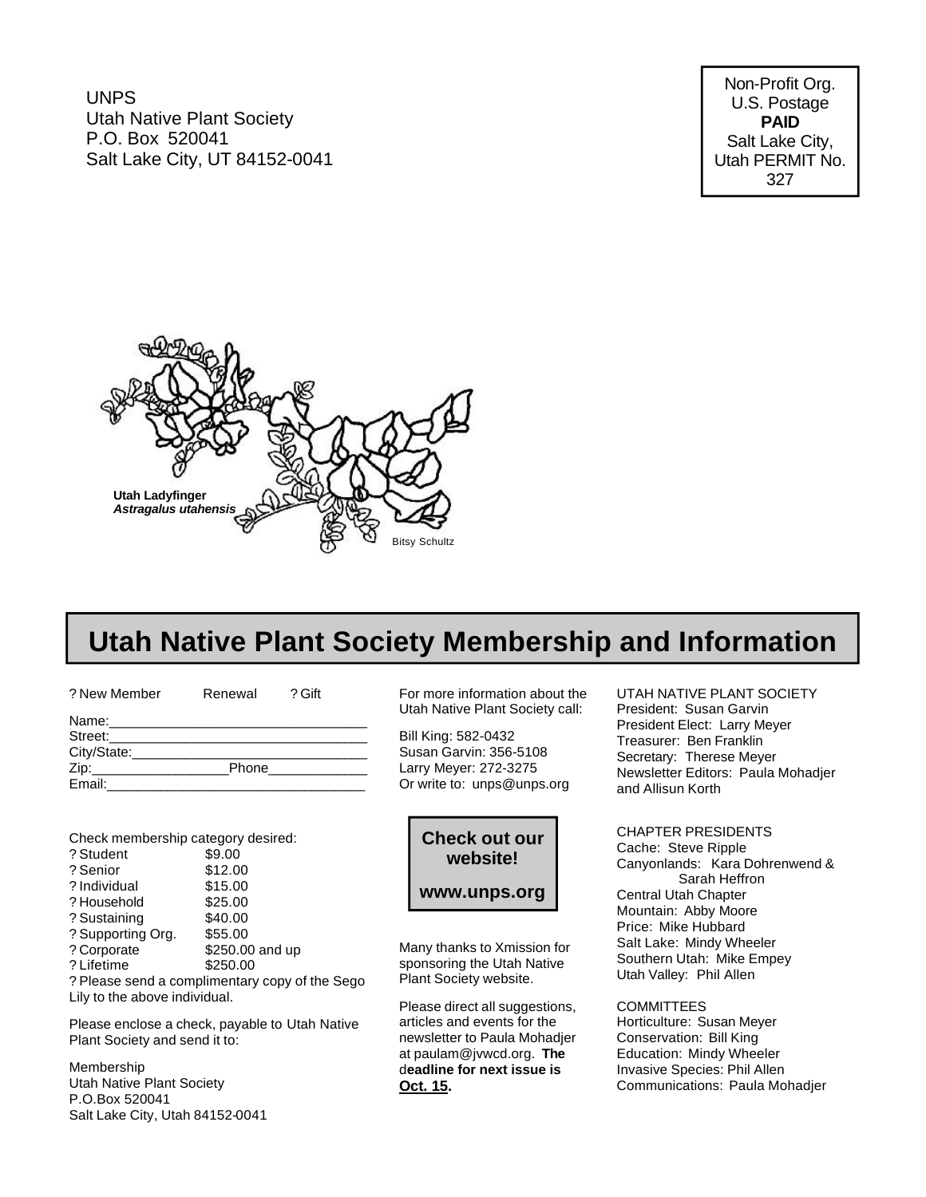UNPS
Utah Native Plant Society
P.O. Box 520041
Salt Lake City, UT 84152-0041

Non-Profit Org.
U.S. Postage
**PAID**
Salt Lake City,
Utah PERMIT No.
327

**Utah Ladyfinger**
***Astragalus utahensis***

Bitsy Schultz

# Utah Native Plant Society Membership and Information

? New Member Renewal ? Gift

Name:___________________________________
Street:___________________________________
City/State:_______________________________
Zip:__________________Phone_____________
Email:___________________________________

Check membership category desired:

| | |
|---|---|
| ? Student | $9.00 |
| ? Senior | $12.00 |
| ? Individual | $15.00 |
| ? Household | $25.00 |
| ? Sustaining | $40.00 |
| ? Supporting Org. | $55.00 |
| ? Corporate | $250.00 and up |
| ? Lifetime | $250.00 |

? Please send a complimentary copy of the Sego Lily to the above individual.

Please enclose a check, payable to Utah Native Plant Society and send it to:

Membership
Utah Native Plant Society
P.O.Box 520041
Salt Lake City, Utah 84152-0041

For more information about the Utah Native Plant Society call:

Bill King: 582-0432
Susan Garvin: 356-5108
Larry Meyer: 272-3275
Or write to: unps@unps.org

**Check out our website!**

**www.unps.org**

Many thanks to Xmission for sponsoring the Utah Native Plant Society website.

Please direct all suggestions, articles and events for the newsletter to Paula Mohadjer at paulam@jvwcd.org. **The deadline for next issue is Oct. 15.**

UTAH NATIVE PLANT SOCIETY
President: Susan Garvin
President Elect: Larry Meyer
Treasurer: Ben Franklin
Secretary: Therese Meyer
Newsletter Editors: Paula Mohadjer and Allisun Korth

CHAPTER PRESIDENTS
Cache: Steve Ripple
Canyonlands: Kara Dohrenwend & Sarah Heffron
Central Utah Chapter
Mountain: Abby Moore
Price: Mike Hubbard
Salt Lake: Mindy Wheeler
Southern Utah: Mike Empey
Utah Valley: Phil Allen

COMMITTEES
Horticulture: Susan Meyer
Conservation: Bill King
Education: Mindy Wheeler
Invasive Species: Phil Allen
Communications: Paula Mohadjer